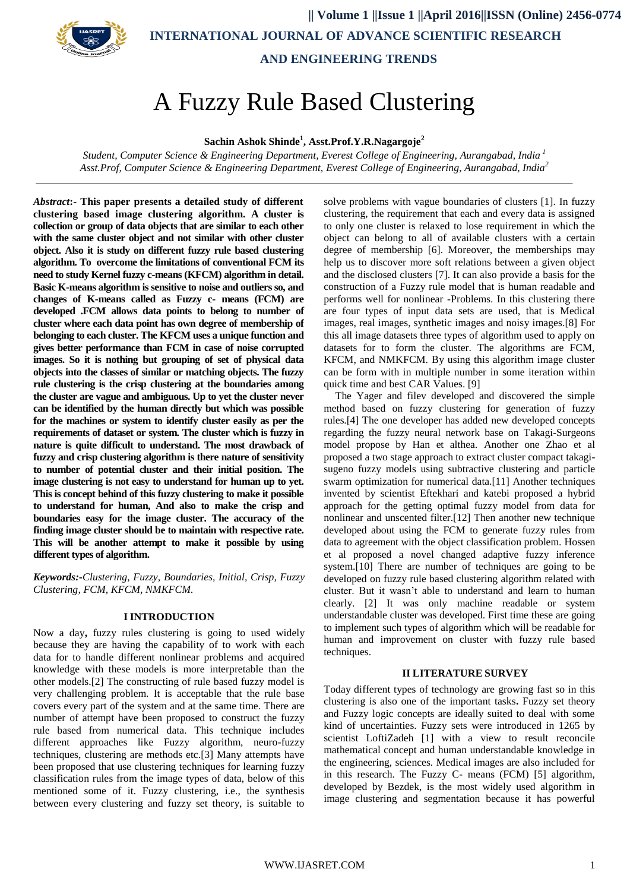# A Fuzzy Rule Based Clustering

**Sachin Ashok Shinde[1], Asst.Prof.Y.R.Nagargoje[2]**

*Student, Computer Science & Engineering Department, Everest College of Engineering, Aurangabad, India [1]*
*Asst.Prof, Computer Science & Engineering Department, Everest College of Engineering, Aurangabad, India[2]*

***Abstract*:- This paper presents a detailed study of different clustering based image clustering algorithm. A cluster is collection or group of data objects that are similar to each other with the same cluster object and not similar with other cluster object. Also it is study on different fuzzy rule based clustering algorithm. To overcome the limitations of conventional FCM its need to study Kernel fuzzy c-means (KFCM) algorithm in detail. Basic K-means algorithm is sensitive to noise and outliers so, and changes of K-means called as Fuzzy c- means (FCM) are developed .FCM allows data points to belong to number of cluster where each data point has own degree of membership of belonging to each cluster. The KFCM uses a unique function and gives better performance than FCM in case of noise corrupted images. So it is nothing but grouping of set of physical data objects into the classes of similar or matching objects. The fuzzy rule clustering is the crisp clustering at the boundaries among the cluster are vague and ambiguous. Up to yet the cluster never can be identified by the human directly but which was possible for the machines or system to identify cluster easily as per the requirements of dataset or system. The cluster which is fuzzy in nature is quite difficult to understand. The most drawback of fuzzy and crisp clustering algorithm is there nature of sensitivity to number of potential cluster and their initial position. The image clustering is not easy to understand for human up to yet. This is concept behind of this fuzzy clustering to make it possible to understand for human, And also to make the crisp and boundaries easy for the image cluster. The accuracy of the finding image cluster should be to maintain with respective rate. This will be another attempt to make it possible by using different types of algorithm.**

***Keywords:-****Clustering, Fuzzy, Boundaries, Initial, Crisp, Fuzzy Clustering, FCM, KFCM, NMKFCM.*

## I INTRODUCTION

Now a day**,** fuzzy rules clustering is going to used widely because they are having the capability of to work with each data for to handle different nonlinear problems and acquired knowledge with these models is more interpretable than the other models.[2] The constructing of rule based fuzzy model is very challenging problem. It is acceptable that the rule base covers every part of the system and at the same time. There are number of attempt have been proposed to construct the fuzzy rule based from numerical data. This technique includes different approaches like Fuzzy algorithm, neuro-fuzzy techniques, clustering are methods etc.[3] Many attempts have been proposed that use clustering techniques for learning fuzzy classification rules from the image types of data, below of this mentioned some of it. Fuzzy clustering, i.e., the synthesis between every clustering and fuzzy set theory, is suitable to solve problems with vague boundaries of clusters [1]. In fuzzy clustering, the requirement that each and every data is assigned to only one cluster is relaxed to lose requirement in which the object can belong to all of available clusters with a certain degree of membership [6]. Moreover, the memberships may help us to discover more soft relations between a given object and the disclosed clusters [7]. It can also provide a basis for the construction of a Fuzzy rule model that is human readable and performs well for nonlinear -Problems. In this clustering there are four types of input data sets are used, that is Medical images, real images, synthetic images and noisy images.[8] For this all image datasets three types of algorithm used to apply on datasets for to form the cluster. The algorithms are FCM, KFCM, and NMKFCM. By using this algorithm image cluster can be form with in multiple number in some iteration within quick time and best CAR Values. [9]

The Yager and filev developed and discovered the simple method based on fuzzy clustering for generation of fuzzy rules.[4] The one developer has added new developed concepts regarding the fuzzy neural network base on Takagi-Surgeons model propose by Han et althea. Another one Zhao et al proposed a two stage approach to extract cluster compact takagi-sugeno fuzzy models using subtractive clustering and particle swarm optimization for numerical data.[11] Another techniques invented by scientist Eftekhari and katebi proposed a hybrid approach for the getting optimal fuzzy model from data for nonlinear and unscented filter.[12] Then another new technique developed about using the FCM to generate fuzzy rules from data to agreement with the object classification problem. Hossen et al proposed a novel changed adaptive fuzzy inference system.[10] There are number of techniques are going to be developed on fuzzy rule based clustering algorithm related with cluster. But it wasn't able to understand and learn to human clearly. [2] It was only machine readable or system understandable cluster was developed. First time these are going to implement such types of algorithm which will be readable for human and improvement on cluster with fuzzy rule based techniques.

## II LITERATURE SURVEY

Today different types of technology are growing fast so in this clustering is also one of the important tasks**.** Fuzzy set theory and Fuzzy logic concepts are ideally suited to deal with some kind of uncertainties. Fuzzy sets were introduced in 1265 by scientist LoftiZadeh [1] with a view to result reconcile mathematical concept and human understandable knowledge in the engineering, sciences. Medical images are also included for in this research. The Fuzzy C- means (FCM) [5] algorithm, developed by Bezdek, is the most widely used algorithm in image clustering and segmentation because it has powerful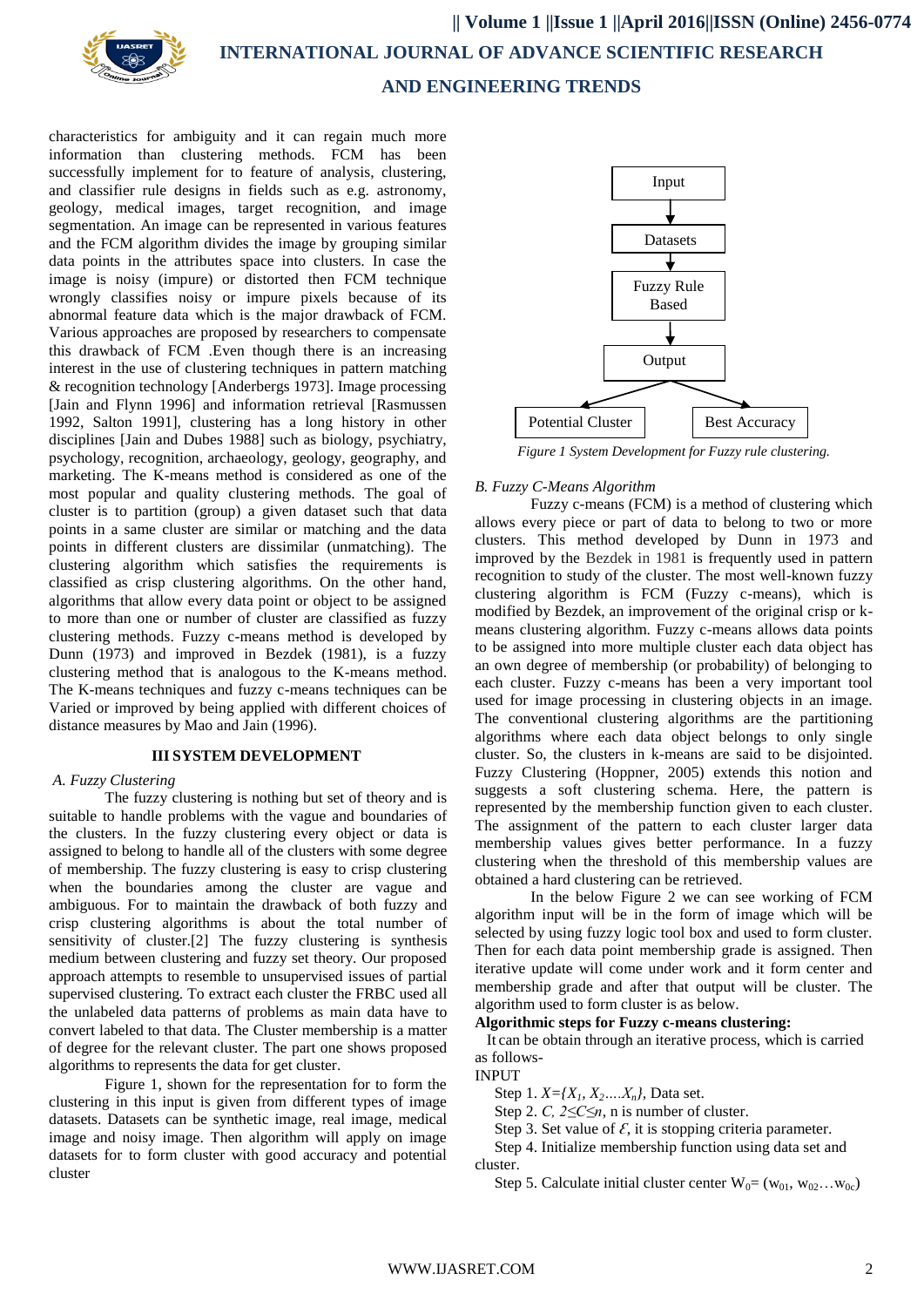characteristics for ambiguity and it can regain much more information than clustering methods. FCM has been successfully implement for to feature of analysis, clustering, and classifier rule designs in fields such as e.g. astronomy, geology, medical images, target recognition, and image segmentation. An image can be represented in various features and the FCM algorithm divides the image by grouping similar data points in the attributes space into clusters. In case the image is noisy (impure) or distorted then FCM technique wrongly classifies noisy or impure pixels because of its abnormal feature data which is the major drawback of FCM. Various approaches are proposed by researchers to compensate this drawback of FCM .Even though there is an increasing interest in the use of clustering techniques in pattern matching & recognition technology [Anderbergs 1973]. Image processing [Jain and Flynn 1996] and information retrieval [Rasmussen 1992, Salton 1991], clustering has a long history in other disciplines [Jain and Dubes 1988] such as biology, psychiatry, psychology, recognition, archaeology, geology, geography, and marketing. The K-means method is considered as one of the most popular and quality clustering methods. The goal of cluster is to partition (group) a given dataset such that data points in a same cluster are similar or matching and the data points in different clusters are dissimilar (unmatching). The clustering algorithm which satisfies the requirements is classified as crisp clustering algorithms. On the other hand, algorithms that allow every data point or object to be assigned to more than one or number of cluster are classified as fuzzy clustering methods. Fuzzy c-means method is developed by Dunn (1973) and improved in Bezdek (1981), is a fuzzy clustering method that is analogous to the K-means method. The K-means techniques and fuzzy c-means techniques can be Varied or improved by being applied with different choices of distance measures by Mao and Jain (1996).

## III SYSTEM DEVELOPMENT

### *A. Fuzzy Clustering*

The fuzzy clustering is nothing but set of theory and is suitable to handle problems with the vague and boundaries of the clusters. In the fuzzy clustering every object or data is assigned to belong to handle all of the clusters with some degree of membership. The fuzzy clustering is easy to crisp clustering when the boundaries among the cluster are vague and ambiguous. For to maintain the drawback of both fuzzy and crisp clustering algorithms is about the total number of sensitivity of cluster.[2] The fuzzy clustering is synthesis medium between clustering and fuzzy set theory. Our proposed approach attempts to resemble to unsupervised issues of partial supervised clustering. To extract each cluster the FRBC used all the unlabeled data patterns of problems as main data have to convert labeled to that data. The Cluster membership is a matter of degree for the relevant cluster. The part one shows proposed algorithms to represents the data for get cluster.

Figure 1, shown for the representation for to form the clustering in this input is given from different types of image datasets. Datasets can be synthetic image, real image, medical image and noisy image. Then algorithm will apply on image datasets for to form cluster with good accuracy and potential cluster

Input → Datasets → Fuzzy Rule Based → Output → Potential Cluster / Best Accuracy

*Figure 1 System Development for Fuzzy rule clustering.*

### *B. Fuzzy C-Means Algorithm*

Fuzzy c-means (FCM) is a method of clustering which allows every piece or part of data to belong to two or more clusters. This method developed by Dunn in 1973 and improved by the Bezdek in 1981 is frequently used in pattern recognition to study of the cluster. The most well-known fuzzy clustering algorithm is FCM (Fuzzy c-means), which is modified by Bezdek, an improvement of the original crisp or k-means clustering algorithm. Fuzzy c-means allows data points to be assigned into more multiple cluster each data object has an own degree of membership (or probability) of belonging to each cluster. Fuzzy c-means has been a very important tool used for image processing in clustering objects in an image. The conventional clustering algorithms are the partitioning algorithms where each data object belongs to only single cluster. So, the clusters in k-means are said to be disjointed. Fuzzy Clustering (Hoppner, 2005) extends this notion and suggests a soft clustering schema. Here, the pattern is represented by the membership function given to each cluster. The assignment of the pattern to each cluster larger data membership values gives better performance. In a fuzzy clustering when the threshold of this membership values are obtained a hard clustering can be retrieved.

In the below Figure 2 we can see working of FCM algorithm input will be in the form of image which will be selected by using fuzzy logic tool box and used to form cluster. Then for each data point membership grade is assigned. Then iterative update will come under work and it form center and membership grade and after that output will be cluster. The algorithm used to form cluster is as below.

**Algorithmic steps for Fuzzy c-means clustering:**

It can be obtain through an iterative process, which is carried as follows-

INPUT

Step 1. $X=\{X_1, X_2....X_n\}$, Data set.

Step 2. $C$, $2 \leq C \leq n$, n is number of cluster.

Step 3. Set value of $\mathcal{E}$, it is stopping criteria parameter.

Step 4. Initialize membership function using data set and cluster.

Step 5. Calculate initial cluster center $W_0 = (w_{01}, w_{02} \ldots w_{0c})$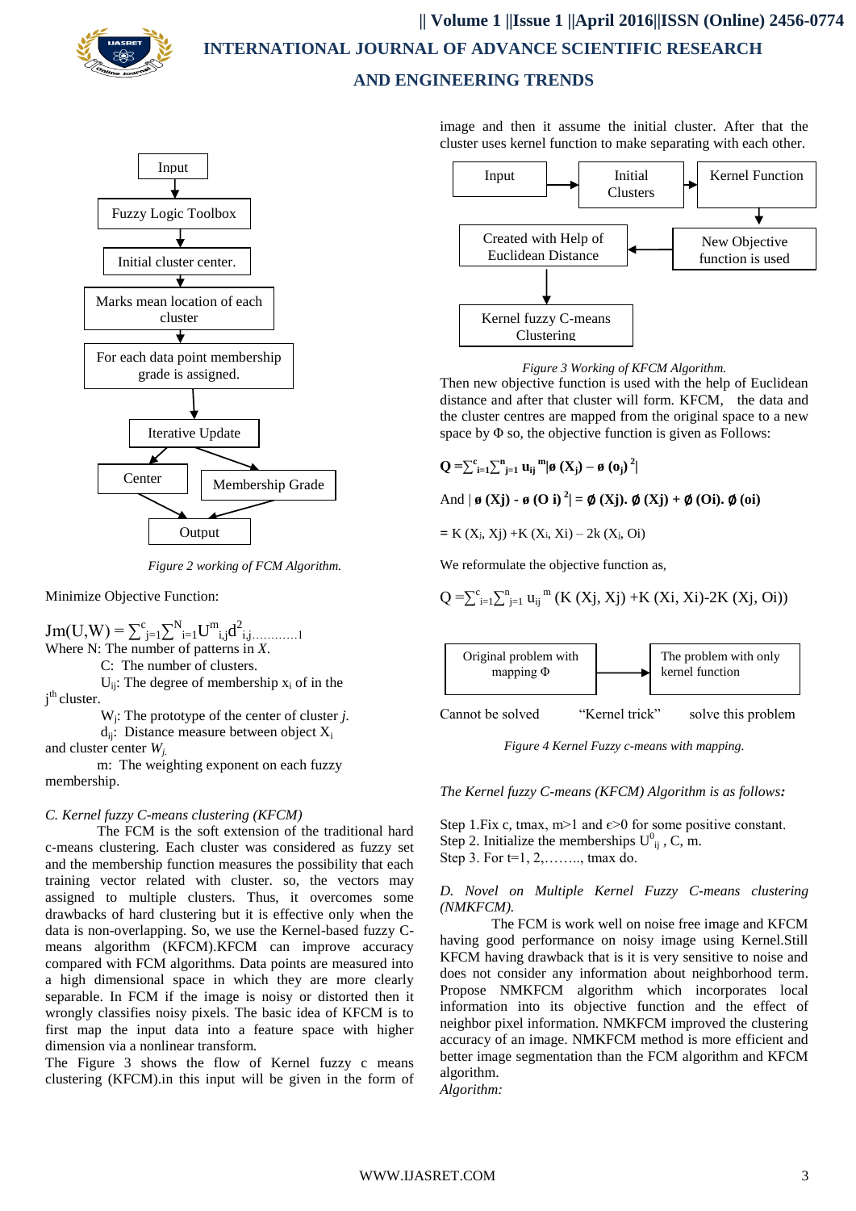Input

Fuzzy Logic Toolbox

Initial cluster center.

Marks mean location of each cluster

For each data point membership grade is assigned.

Iterative Update

Center

Membership Grade

Output

*Figure 2 working of FCM Algorithm.*

Minimize Objective Function:

$$J_m(U,W) = \sum_{j=1}^{c}\sum_{i=1}^{N} U^{m}_{i,j} d^{2}_{i,j} \qquad \ldots\ldots\ldots\ldots 1$$

Where N: The number of patterns in *X*.

C: The number of clusters.

$U_{ij}$: The degree of membership $x_i$ of in the $j^{th}$ cluster.

$W_j$: The prototype of the center of cluster *j*.

$d_{ij}$: Distance measure between object $X_i$ and cluster center $W_j$.

m: The weighting exponent on each fuzzy membership.

*C. Kernel fuzzy C-means clustering (KFCM)*

The FCM is the soft extension of the traditional hard c-means clustering. Each cluster was considered as fuzzy set and the membership function measures the possibility that each training vector related with cluster. so, the vectors may assigned to multiple clusters. Thus, it overcomes some drawbacks of hard clustering but it is effective only when the data is non-overlapping. So, we use the Kernel-based fuzzy C-means algorithm (KFCM).KFCM can improve accuracy compared with FCM algorithms. Data points are measured into a high dimensional space in which they are more clearly separable. In FCM if the image is noisy or distorted then it wrongly classifies noisy pixels. The basic idea of KFCM is to first map the input data into a feature space with higher dimension via a nonlinear transform.

The Figure 3 shows the flow of Kernel fuzzy c means clustering (KFCM).in this input will be given in the form of image and then it assume the initial cluster. After that the cluster uses kernel function to make separating with each other.

Input → Initial Clusters → Kernel Function → New Objective function is used → Created with Help of Euclidean Distance → Kernel fuzzy C-means Clustering

*Figure 3 Working of KFCM Algorithm.*

Then new objective function is used with the help of Euclidean distance and after that cluster will form. KFCM, the data and the cluster centres are mapped from the original space to a new space by Φ so, the objective function is given as Follows:

$$\mathbf{Q = \sum_{i=1}^{c}\sum_{j=1}^{n} u_{ij}^{m} |\phi(X_j) - \phi(o_j)^{2}|}$$

And $\mathbf{|\phi(Xj) - \phi(O\,i)^{2}| = \phi(Xj).\,\phi(Xj) + \phi(Oi).\,\phi(oi)}$

$= K(X_i, Xj) + K(X_i, Xi) - 2k(X_i, Oi)$

We reformulate the objective function as,

$$Q = \sum_{i=1}^{c}\sum_{j=1}^{n} u_{ij}^{m} (K(Xj, Xj) + K(Xi, Xi) - 2K(Xj, Oi))$$

Original problem with mapping Φ → The problem with only kernel function

Cannot be solved "Kernel trick" solve this problem

*Figure 4 Kernel Fuzzy c-means with mapping.*

*The Kernel fuzzy C-means (KFCM) Algorithm is as follows:*

Step 1.Fix c, tmax, m>1 and ϵ>0 for some positive constant.
Step 2. Initialize the memberships $U^{0}_{ij}$ , C, m.
Step 3. For t=1, 2,…….., tmax do.

*D. Novel on Multiple Kernel Fuzzy C-means clustering (NMKFCM).*

The FCM is work well on noise free image and KFCM having good performance on noisy image using Kernel.Still KFCM having drawback that is it is very sensitive to noise and does not consider any information about neighborhood term. Propose NMKFCM algorithm which incorporates local information into its objective function and the effect of neighbor pixel information. NMKFCM improved the clustering accuracy of an image. NMKFCM method is more efficient and better image segmentation than the FCM algorithm and KFCM algorithm.

*Algorithm:*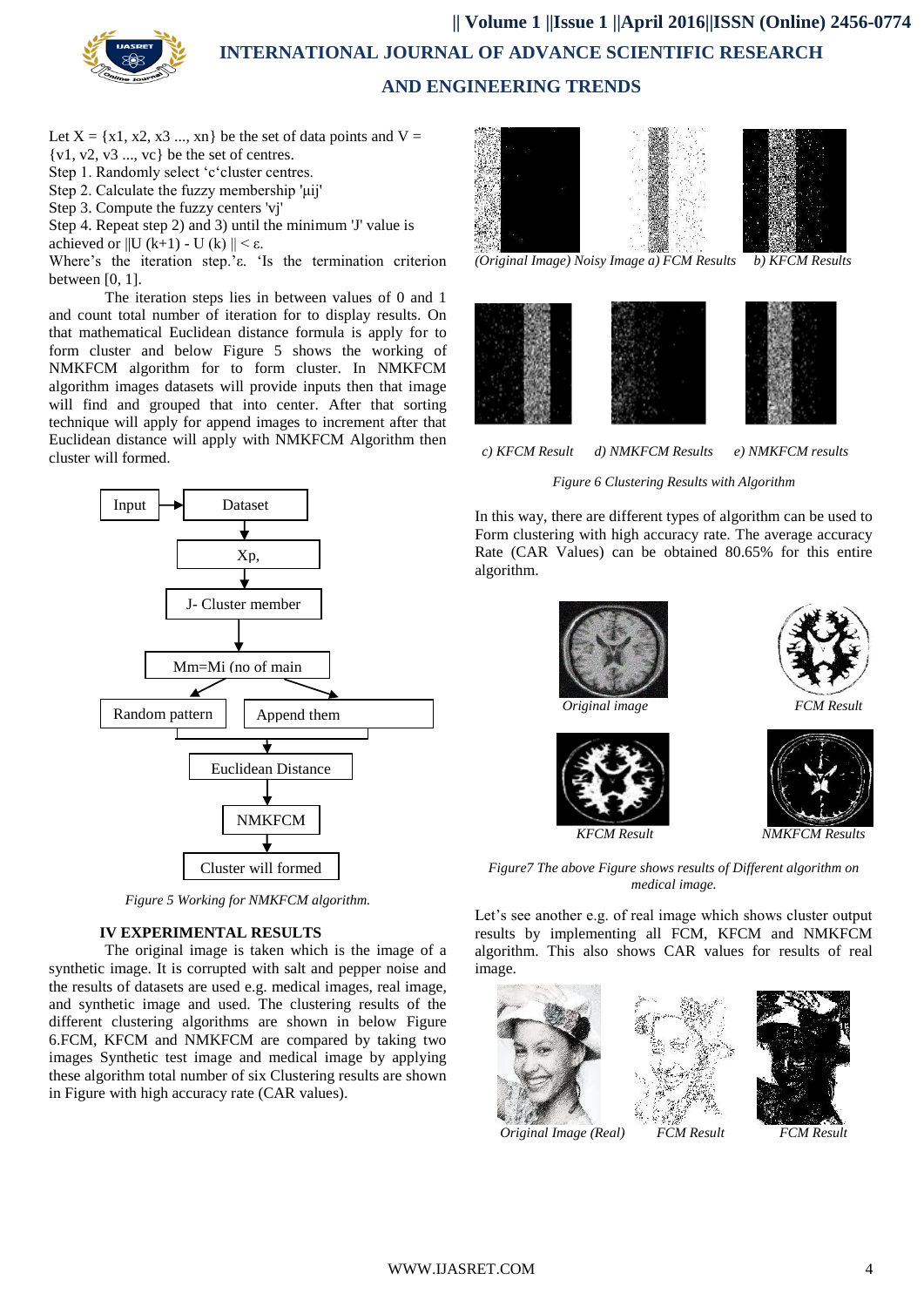Let X = {x1, x2, x3 ..., xn} be the set of data points and V = {v1, v2, v3 ..., vc} be the set of centres.

Step 1. Randomly select 'c'cluster centres.

Step 2. Calculate the fuzzy membership 'µij'

Step 3. Compute the fuzzy centers 'vj'

Step 4. Repeat step 2) and 3) until the minimum 'J' value is achieved or ||U (k+1) - U (k) || < ε.

Where's the iteration step.'ε. 'Is the termination criterion between [0, 1].

The iteration steps lies in between values of 0 and 1 and count total number of iteration for to display results. On that mathematical Euclidean distance formula is apply for to form cluster and below Figure 5 shows the working of NMKFCM algorithm for to form cluster. In NMKFCM algorithm images datasets will provide inputs then that image will find and grouped that into center. After that sorting technique will apply for append images to increment after that Euclidean distance will apply with NMKFCM Algorithm then cluster will formed.

Input → Dataset → Xp, → J- Cluster member → Mm=Mi (no of main → Random pattern / Append them → Euclidean Distance → NMKFCM → Cluster will formed

*Figure 5 Working for NMKFCM algorithm.*

## IV EXPERIMENTAL RESULTS

The original image is taken which is the image of a synthetic image. It is corrupted with salt and pepper noise and the results of datasets are used e.g. medical images, real image, and synthetic image and used. The clustering results of the different clustering algorithms are shown in below Figure 6.FCM, KFCM and NMKFCM are compared by taking two images Synthetic test image and medical image by applying these algorithm total number of six Clustering results are shown in Figure with high accuracy rate (CAR values).

*(Original Image) Noisy Image a) FCM Results b) KFCM Results*

*c) KFCM Result d) NMKFCM Results e) NMKFCM results*

*Figure 6 Clustering Results with Algorithm*

In this way, there are different types of algorithm can be used to Form clustering with high accuracy rate. The average accuracy Rate (CAR Values) can be obtained 80.65% for this entire algorithm.

*Original image* *FCM Result*

*KFCM Result* *NMKFCM Results*

*Figure7 The above Figure shows results of Different algorithm on medical image.*

Let's see another e.g. of real image which shows cluster output results by implementing all FCM, KFCM and NMKFCM algorithm. This also shows CAR values for results of real image.

*Original Image (Real)* *FCM Result* *FCM Result*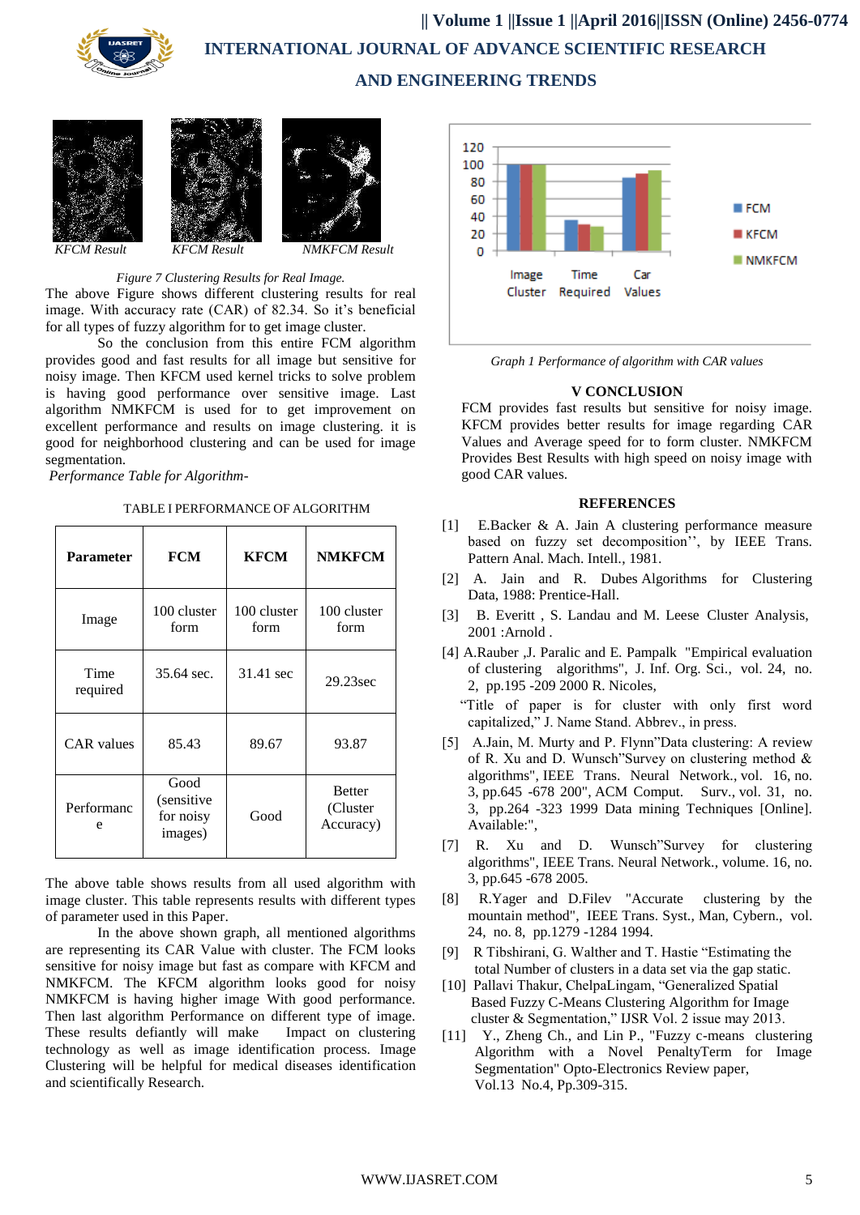KFCM Result KFCM Result NMKFCM Result

*Figure 7 Clustering Results for Real Image.*

The above Figure shows different clustering results for real image. With accuracy rate (CAR) of 82.34. So it's beneficial for all types of fuzzy algorithm for to get image cluster.

So the conclusion from this entire FCM algorithm provides good and fast results for all image but sensitive for noisy image. Then KFCM used kernel tricks to solve problem is having good performance over sensitive image. Last algorithm NMKFCM is used for to get improvement on excellent performance and results on image clustering. it is good for neighborhood clustering and can be used for image segmentation.

*Performance Table for Algorithm-*

TABLE I PERFORMANCE OF ALGORITHM

| Parameter | FCM | KFCM | NMKFCM |
|---|---|---|---|
| Image | 100 cluster form | 100 cluster form | 100 cluster form |
| Time required | 35.64 sec. | 31.41 sec | 29.23sec |
| CAR values | 85.43 | 89.67 | 93.87 |
| Performance | Good (sensitive for noisy images) | Good | Better (Cluster Accuracy) |

The above table shows results from all used algorithm with image cluster. This table represents results with different types of parameter used in this Paper.

In the above shown graph, all mentioned algorithms are representing its CAR Value with cluster. The FCM looks sensitive for noisy image but fast as compare with KFCM and NMKFCM. The KFCM algorithm looks good for noisy NMKFCM is having higher image With good performance. Then last algorithm Performance on different type of image. These results defiantly will make Impact on clustering technology as well as image identification process. Image Clustering will be helpful for medical diseases identification and scientifically Research.

120
100
80
60
40
20
0
Image Cluster
Time Required
Car Values
FCM
KFCM
NMKFCM

*Graph 1 Performance of algorithm with CAR values*

## V CONCLUSION

FCM provides fast results but sensitive for noisy image. KFCM provides better results for image regarding CAR Values and Average speed for to form cluster. NMKFCM Provides Best Results with high speed on noisy image with good CAR values.

## REFERENCES

[1] E.Backer & A. Jain A clustering performance measure based on fuzzy set decomposition'', by IEEE Trans. Pattern Anal. Mach. Intell., 1981.

[2] A. Jain and R. Dubes Algorithms for Clustering Data, 1988: Prentice-Hall.

[3] B. Everitt , S. Landau and M. Leese Cluster Analysis, 2001 :Arnold .

[4] A.Rauber ,J. Paralic and E. Pampalk "Empirical evaluation of clustering algorithms", J. Inf. Org. Sci., vol. 24, no. 2, pp.195 -209 2000 R. Nicoles,

"Title of paper is for cluster with only first word capitalized," J. Name Stand. Abbrev., in press.

[5] A.Jain, M. Murty and P. Flynn"Data clustering: A review of R. Xu and D. Wunsch"Survey on clustering method & algorithms", IEEE Trans. Neural Network., vol. 16, no. 3, pp.645 -678 200", ACM Comput. Surv., vol. 31, no. 3, pp.264 -323 1999 Data mining Techniques [Online]. Available:",

[7] R. Xu and D. Wunsch"Survey for clustering algorithms", IEEE Trans. Neural Network., volume. 16, no. 3, pp.645 -678 2005.

[8] R.Yager and D.Filev "Accurate clustering by the mountain method", IEEE Trans. Syst., Man, Cybern., vol. 24, no. 8, pp.1279 -1284 1994.

[9] R Tibshirani, G. Walther and T. Hastie "Estimating the total Number of clusters in a data set via the gap static.

[10] Pallavi Thakur, ChelpaLingam, "Generalized Spatial Based Fuzzy C-Means Clustering Algorithm for Image cluster & Segmentation," IJSR Vol. 2 issue may 2013.

[11] Y., Zheng Ch., and Lin P., "Fuzzy c-means clustering Algorithm with a Novel PenaltyTerm for Image Segmentation" Opto-Electronics Review paper, Vol.13 No.4, Pp.309-315.